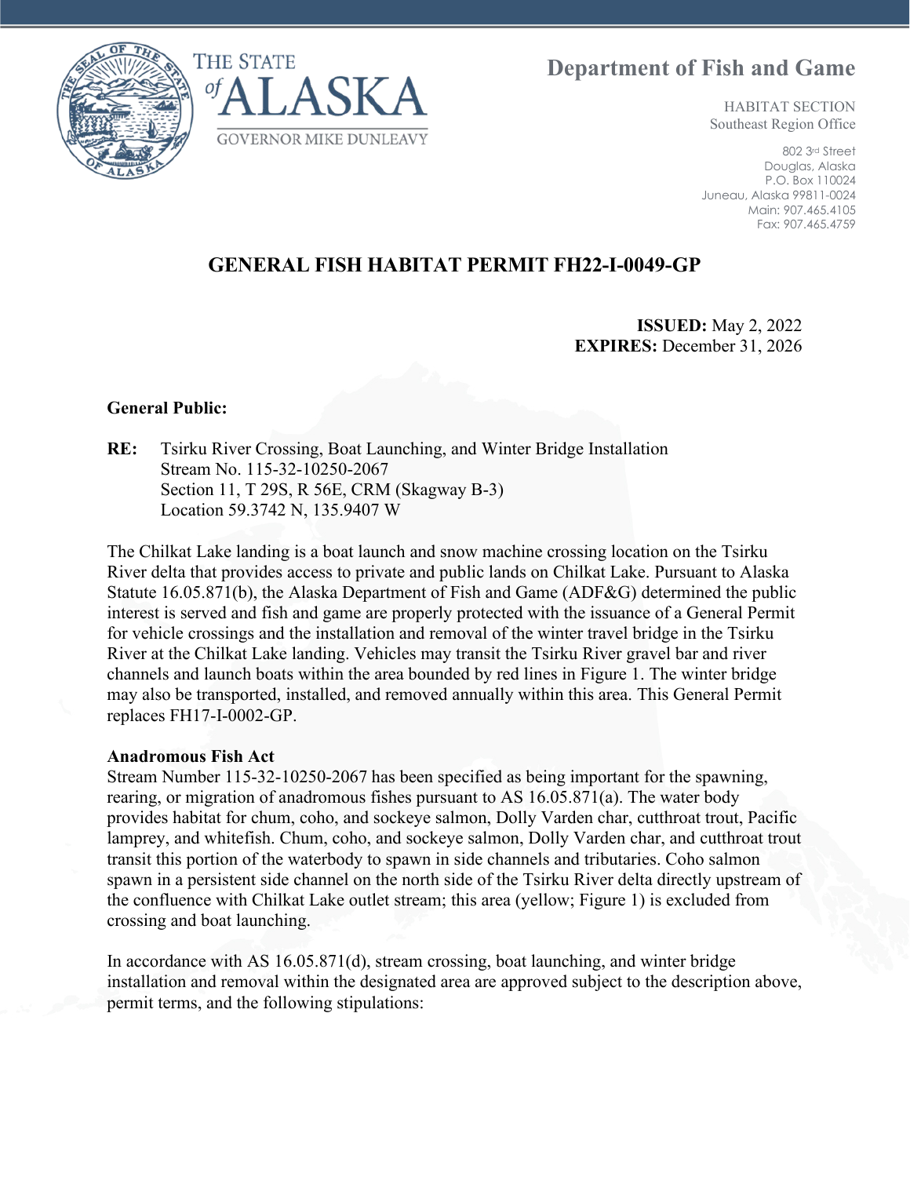THE STATE *of* ALASKA
GOVERNOR MIKE DUNLEAVY

# Department of Fish and Game

HABITAT SECTION
Southeast Region Office

802 3rd Street
Douglas, Alaska
P.O. Box 110024
Juneau, Alaska 99811-0024
Main: 907.465.4105
Fax: 907.465.4759

## GENERAL FISH HABITAT PERMIT FH22-I-0049-GP

**ISSUED:** May 2, 2022
**EXPIRES:** December 31, 2026

**General Public:**

**RE:** Tsirku River Crossing, Boat Launching, and Winter Bridge Installation
Stream No. 115-32-10250-2067
Section 11, T 29S, R 56E, CRM (Skagway B-3)
Location 59.3742 N, 135.9407 W

The Chilkat Lake landing is a boat launch and snow machine crossing location on the Tsirku River delta that provides access to private and public lands on Chilkat Lake. Pursuant to Alaska Statute 16.05.871(b), the Alaska Department of Fish and Game (ADF&G) determined the public interest is served and fish and game are properly protected with the issuance of a General Permit for vehicle crossings and the installation and removal of the winter travel bridge in the Tsirku River at the Chilkat Lake landing. Vehicles may transit the Tsirku River gravel bar and river channels and launch boats within the area bounded by red lines in Figure 1. The winter bridge may also be transported, installed, and removed annually within this area. This General Permit replaces FH17-I-0002-GP.

**Anadromous Fish Act**
Stream Number 115-32-10250-2067 has been specified as being important for the spawning, rearing, or migration of anadromous fishes pursuant to AS 16.05.871(a). The water body provides habitat for chum, coho, and sockeye salmon, Dolly Varden char, cutthroat trout, Pacific lamprey, and whitefish. Chum, coho, and sockeye salmon, Dolly Varden char, and cutthroat trout transit this portion of the waterbody to spawn in side channels and tributaries. Coho salmon spawn in a persistent side channel on the north side of the Tsirku River delta directly upstream of the confluence with Chilkat Lake outlet stream; this area (yellow; Figure 1) is excluded from crossing and boat launching.

In accordance with AS 16.05.871(d), stream crossing, boat launching, and winter bridge installation and removal within the designated area are approved subject to the description above, permit terms, and the following stipulations: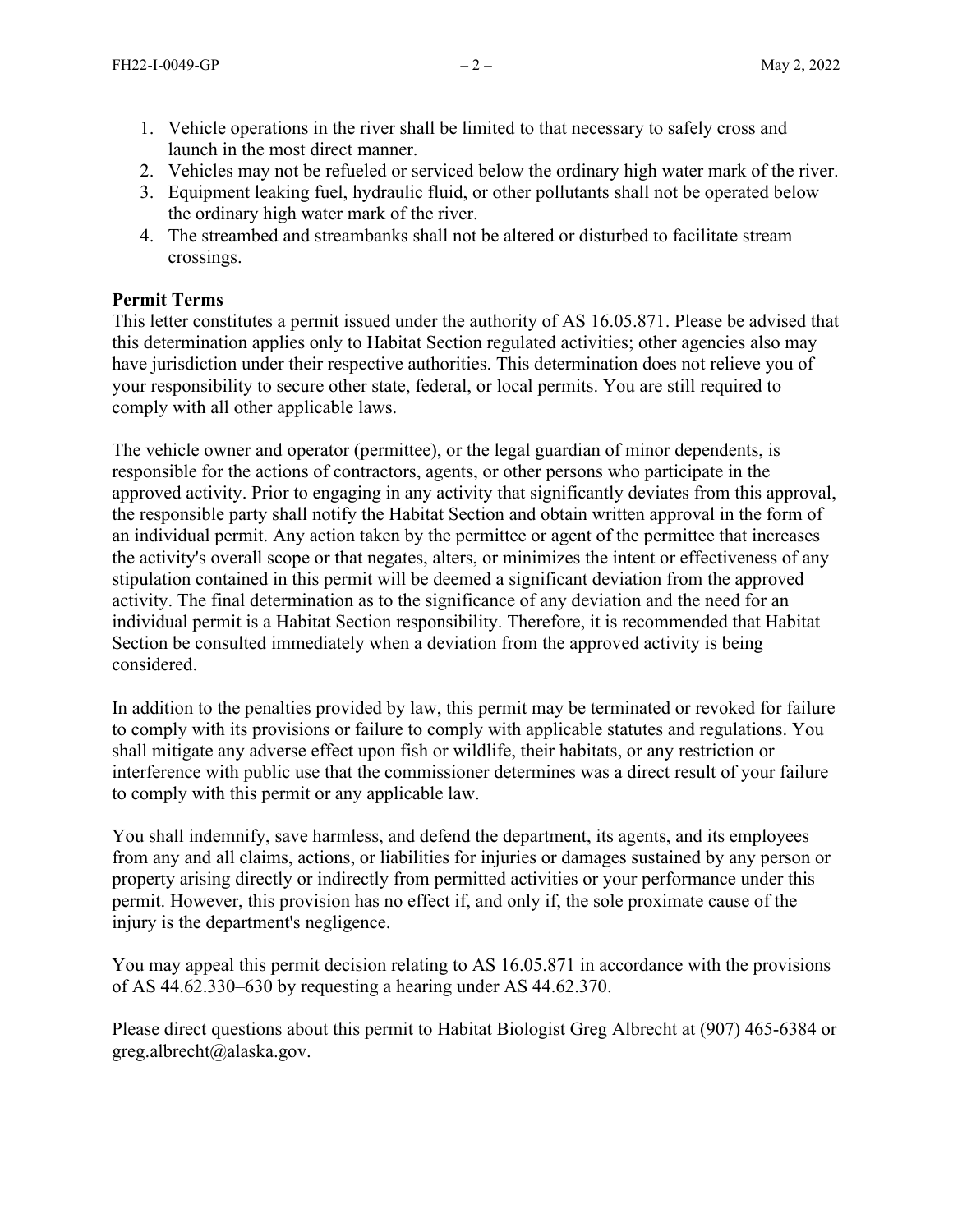1. Vehicle operations in the river shall be limited to that necessary to safely cross and launch in the most direct manner.
2. Vehicles may not be refueled or serviced below the ordinary high water mark of the river.
3. Equipment leaking fuel, hydraulic fluid, or other pollutants shall not be operated below the ordinary high water mark of the river.
4. The streambed and streambanks shall not be altered or disturbed to facilitate stream crossings.

**Permit Terms**

This letter constitutes a permit issued under the authority of AS 16.05.871. Please be advised that this determination applies only to Habitat Section regulated activities; other agencies also may have jurisdiction under their respective authorities. This determination does not relieve you of your responsibility to secure other state, federal, or local permits. You are still required to comply with all other applicable laws.

The vehicle owner and operator (permittee), or the legal guardian of minor dependents, is responsible for the actions of contractors, agents, or other persons who participate in the approved activity. Prior to engaging in any activity that significantly deviates from this approval, the responsible party shall notify the Habitat Section and obtain written approval in the form of an individual permit. Any action taken by the permittee or agent of the permittee that increases the activity's overall scope or that negates, alters, or minimizes the intent or effectiveness of any stipulation contained in this permit will be deemed a significant deviation from the approved activity. The final determination as to the significance of any deviation and the need for an individual permit is a Habitat Section responsibility. Therefore, it is recommended that Habitat Section be consulted immediately when a deviation from the approved activity is being considered.

In addition to the penalties provided by law, this permit may be terminated or revoked for failure to comply with its provisions or failure to comply with applicable statutes and regulations. You shall mitigate any adverse effect upon fish or wildlife, their habitats, or any restriction or interference with public use that the commissioner determines was a direct result of your failure to comply with this permit or any applicable law.

You shall indemnify, save harmless, and defend the department, its agents, and its employees from any and all claims, actions, or liabilities for injuries or damages sustained by any person or property arising directly or indirectly from permitted activities or your performance under this permit. However, this provision has no effect if, and only if, the sole proximate cause of the injury is the department's negligence.

You may appeal this permit decision relating to AS 16.05.871 in accordance with the provisions of AS 44.62.330–630 by requesting a hearing under AS 44.62.370.

Please direct questions about this permit to Habitat Biologist Greg Albrecht at (907) 465-6384 or greg.albrecht@alaska.gov.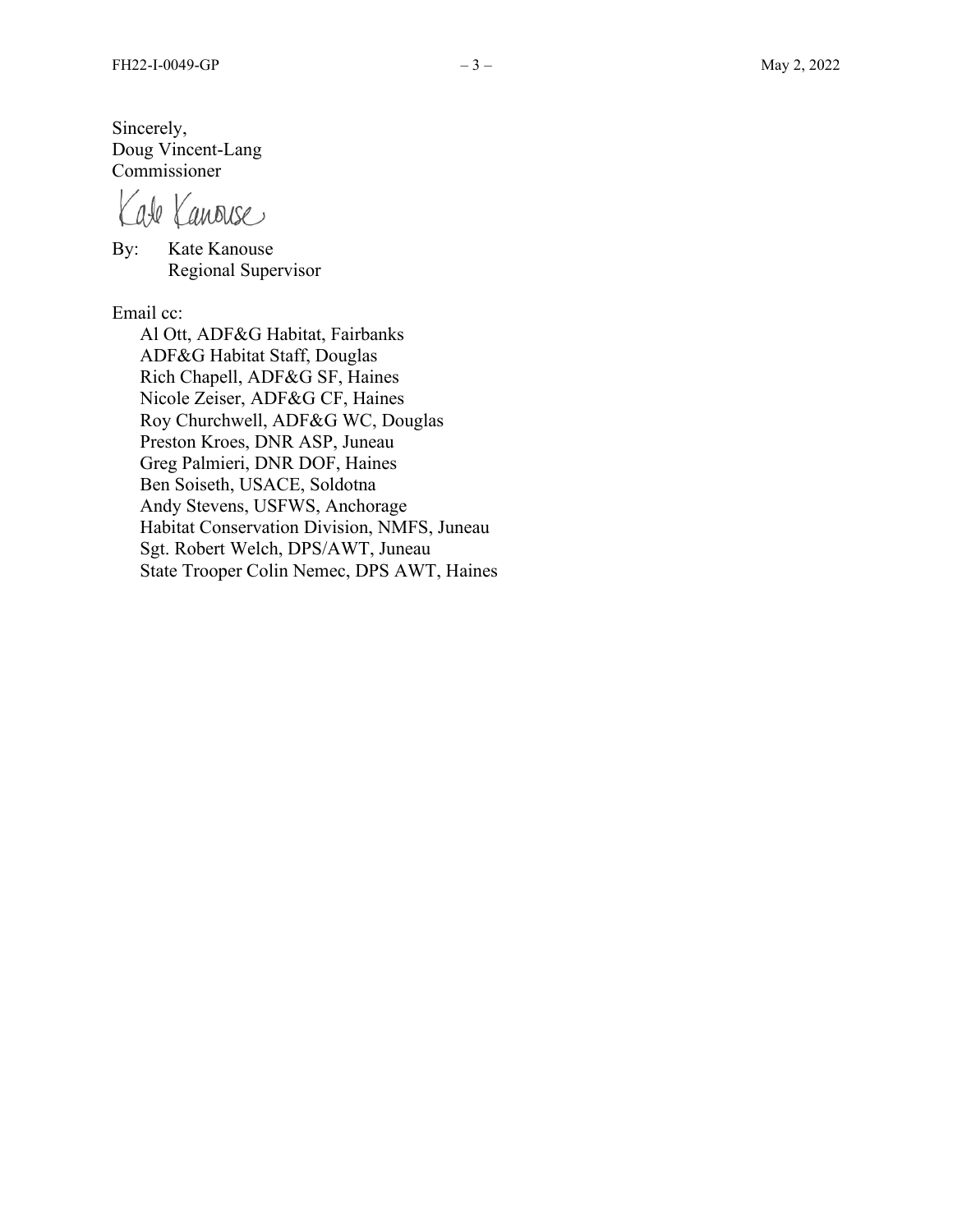Sincerely,  
Doug Vincent-Lang  
Commissioner

Kate Kanouse

By: Kate Kanouse  
Regional Supervisor

Email cc:

Al Ott, ADF&G Habitat, Fairbanks  
ADF&G Habitat Staff, Douglas  
Rich Chapell, ADF&G SF, Haines  
Nicole Zeiser, ADF&G CF, Haines  
Roy Churchwell, ADF&G WC, Douglas  
Preston Kroes, DNR ASP, Juneau  
Greg Palmieri, DNR DOF, Haines  
Ben Soiseth, USACE, Soldotna  
Andy Stevens, USFWS, Anchorage  
Habitat Conservation Division, NMFS, Juneau  
Sgt. Robert Welch, DPS/AWT, Juneau  
State Trooper Colin Nemec, DPS AWT, Haines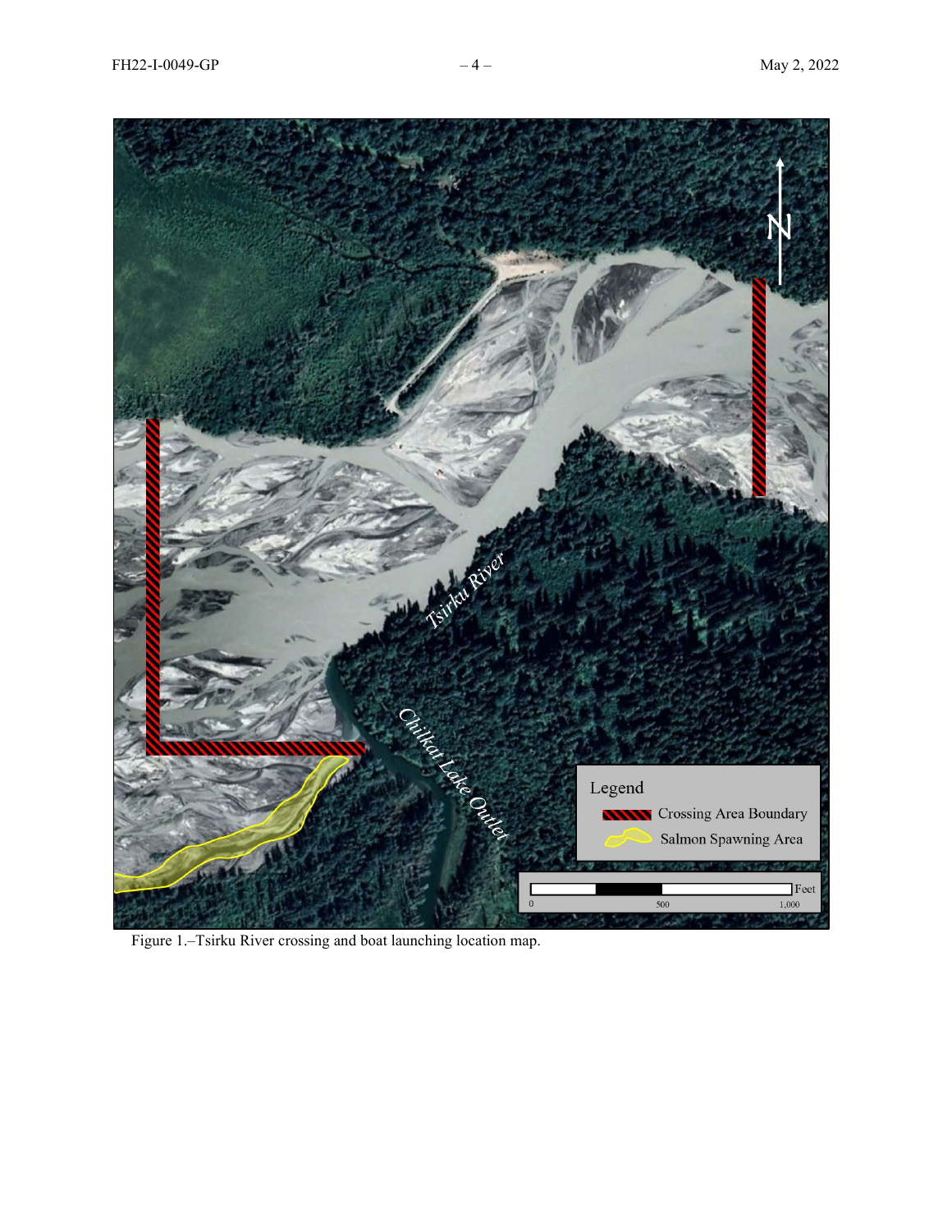Tsirku River

Chilkat Lake Outlet

N

Legend

Crossing Area Boundary

Salmon Spawning Area

0 500 1,000 Feet

Figure 1.–Tsirku River crossing and boat launching location map.